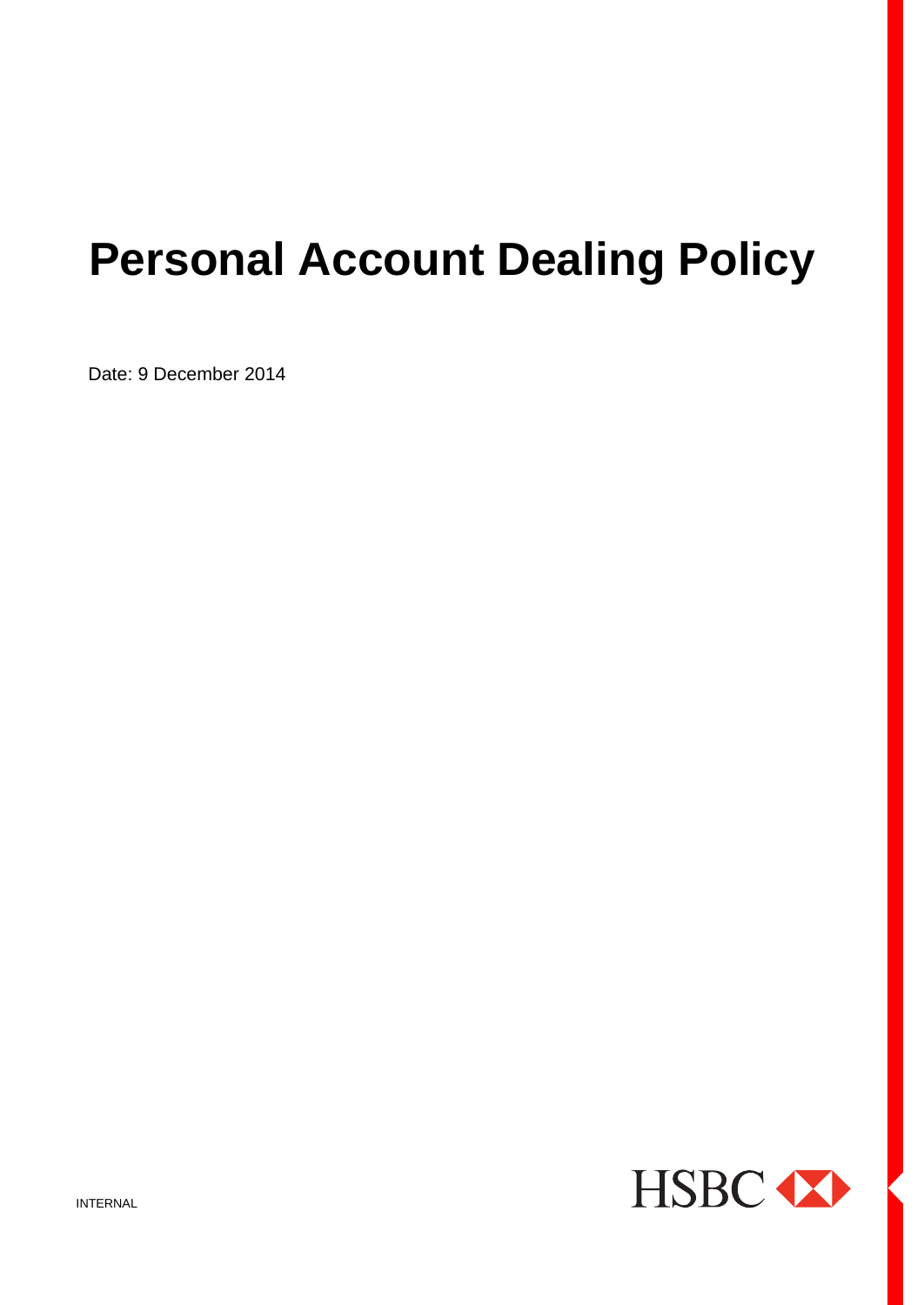# Personal Account Dealing Policy

Date: 9 December 2014

INTERNAL

HSBC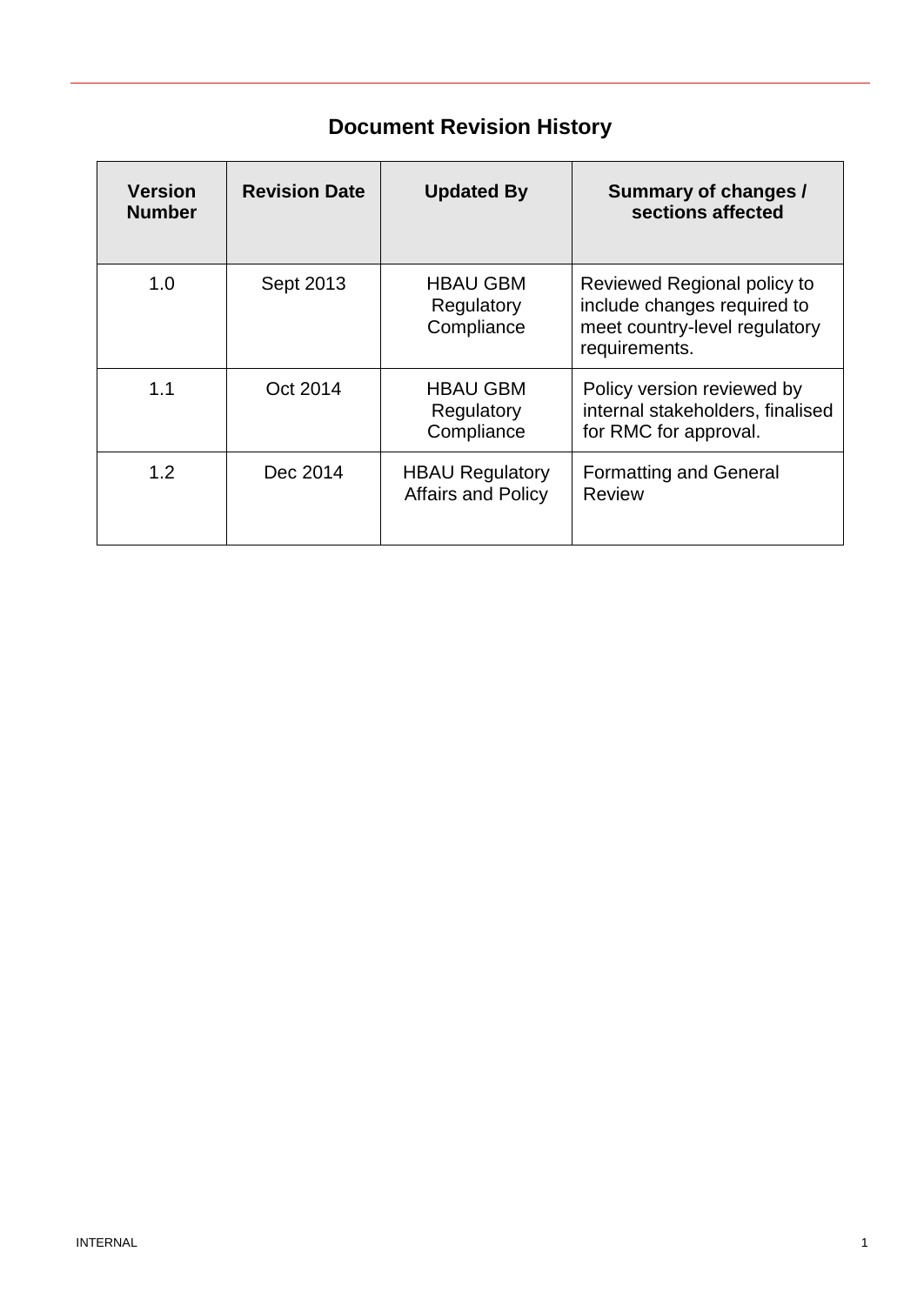## Document Revision History

| Version Number | Revision Date | Updated By | Summary of changes / sections affected |
| --- | --- | --- | --- |
| 1.0 | Sept 2013 | HBAU GBM Regulatory Compliance | Reviewed Regional policy to include changes required to meet country-level regulatory requirements. |
| 1.1 | Oct 2014 | HBAU GBM Regulatory Compliance | Policy version reviewed by internal stakeholders, finalised for RMC for approval. |
| 1.2 | Dec 2014 | HBAU Regulatory Affairs and Policy | Formatting and General Review |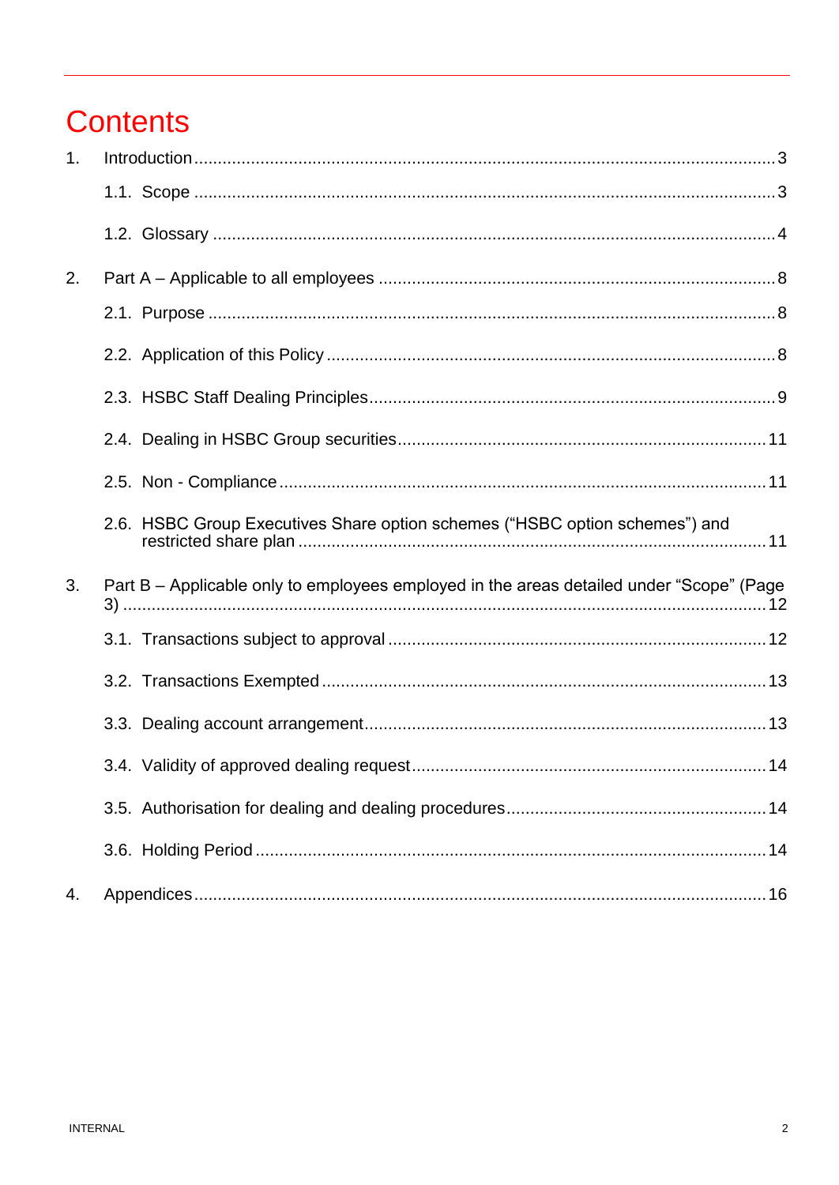# Contents

1. Introduction ..... 3
    - 1.1. Scope ..... 3
    - 1.2. Glossary ..... 4
2. Part A – Applicable to all employees ..... 8
    - 2.1. Purpose ..... 8
    - 2.2. Application of this Policy ..... 8
    - 2.3. HSBC Staff Dealing Principles ..... 9
    - 2.4. Dealing in HSBC Group securities ..... 11
    - 2.5. Non - Compliance ..... 11
    - 2.6. HSBC Group Executives Share option schemes (“HSBC option schemes”) and restricted share plan ..... 11
3. Part B – Applicable only to employees employed in the areas detailed under “Scope” (Page 3) ..... 12
    - 3.1. Transactions subject to approval ..... 12
    - 3.2. Transactions Exempted ..... 13
    - 3.3. Dealing account arrangement ..... 13
    - 3.4. Validity of approved dealing request ..... 14
    - 3.5. Authorisation for dealing and dealing procedures ..... 14
    - 3.6. Holding Period ..... 14
4. Appendices ..... 16

INTERNAL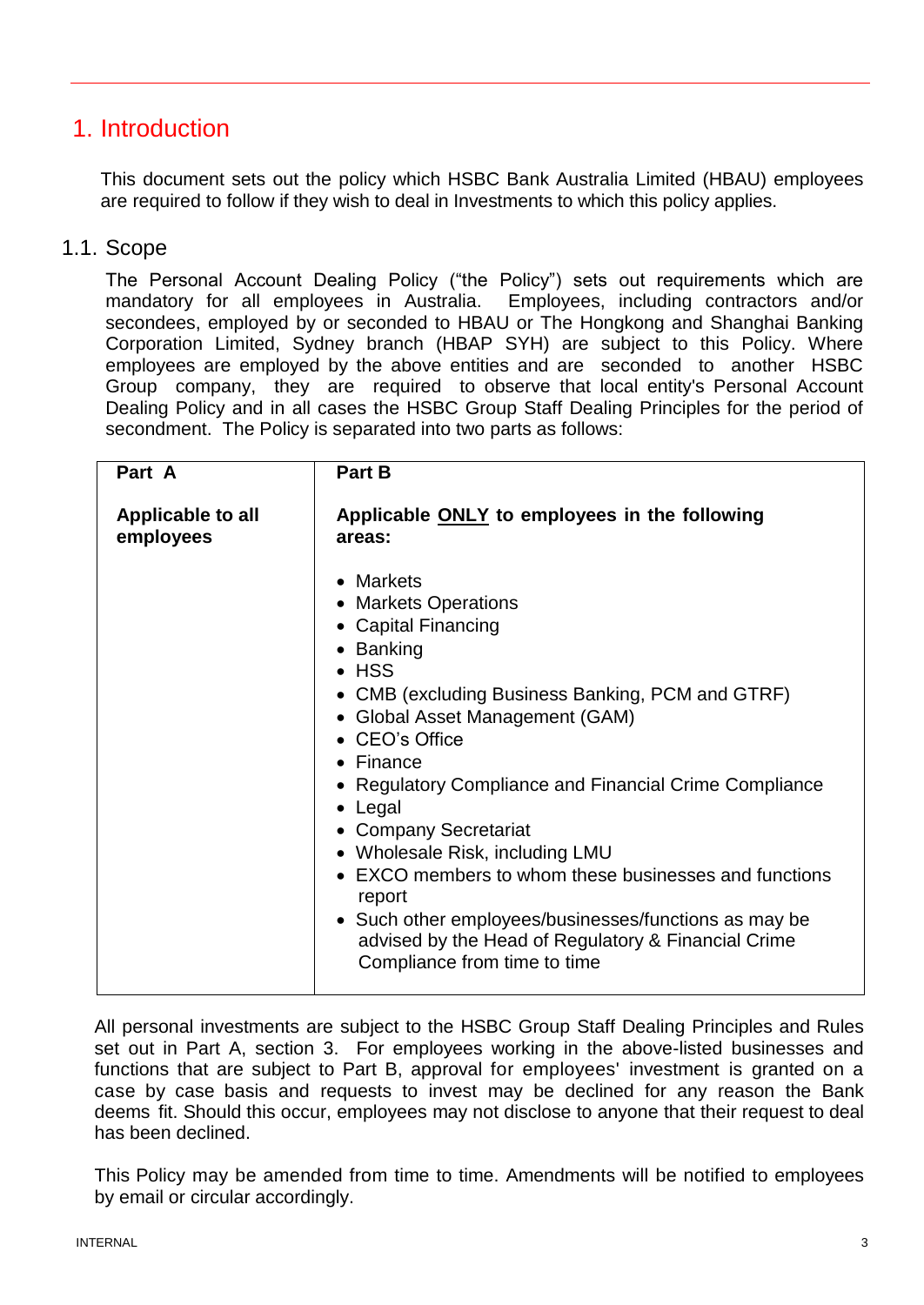# 1. Introduction

This document sets out the policy which HSBC Bank Australia Limited (HBAU) employees are required to follow if they wish to deal in Investments to which this policy applies.

## 1.1. Scope

The Personal Account Dealing Policy ("the Policy") sets out requirements which are mandatory for all employees in Australia. Employees, including contractors and/or secondees, employed by or seconded to HBAU or The Hongkong and Shanghai Banking Corporation Limited, Sydney branch (HBAP SYH) are subject to this Policy. Where employees are employed by the above entities and are seconded to another HSBC Group company, they are required to observe that local entity's Personal Account Dealing Policy and in all cases the HSBC Group Staff Dealing Principles for the period of secondment. The Policy is separated into two parts as follows:

| **Part A** | **Part B** |
|---|---|
| **Applicable to all employees** | **Applicable <u>ONLY</u> to employees in the following areas:**<br><br>• Markets<br>• Markets Operations<br>• Capital Financing<br>• Banking<br>• HSS<br>• CMB (excluding Business Banking, PCM and GTRF)<br>• Global Asset Management (GAM)<br>• CEO's Office<br>• Finance<br>• Regulatory Compliance and Financial Crime Compliance<br>• Legal<br>• Company Secretariat<br>• Wholesale Risk, including LMU<br>• EXCO members to whom these businesses and functions report<br>• Such other employees/businesses/functions as may be advised by the Head of Regulatory & Financial Crime Compliance from time to time |

All personal investments are subject to the HSBC Group Staff Dealing Principles and Rules set out in Part A, section 3. For employees working in the above-listed businesses and functions that are subject to Part B, approval for employees' investment is granted on a case by case basis and requests to invest may be declined for any reason the Bank deems fit. Should this occur, employees may not disclose to anyone that their request to deal has been declined.

This Policy may be amended from time to time. Amendments will be notified to employees by email or circular accordingly.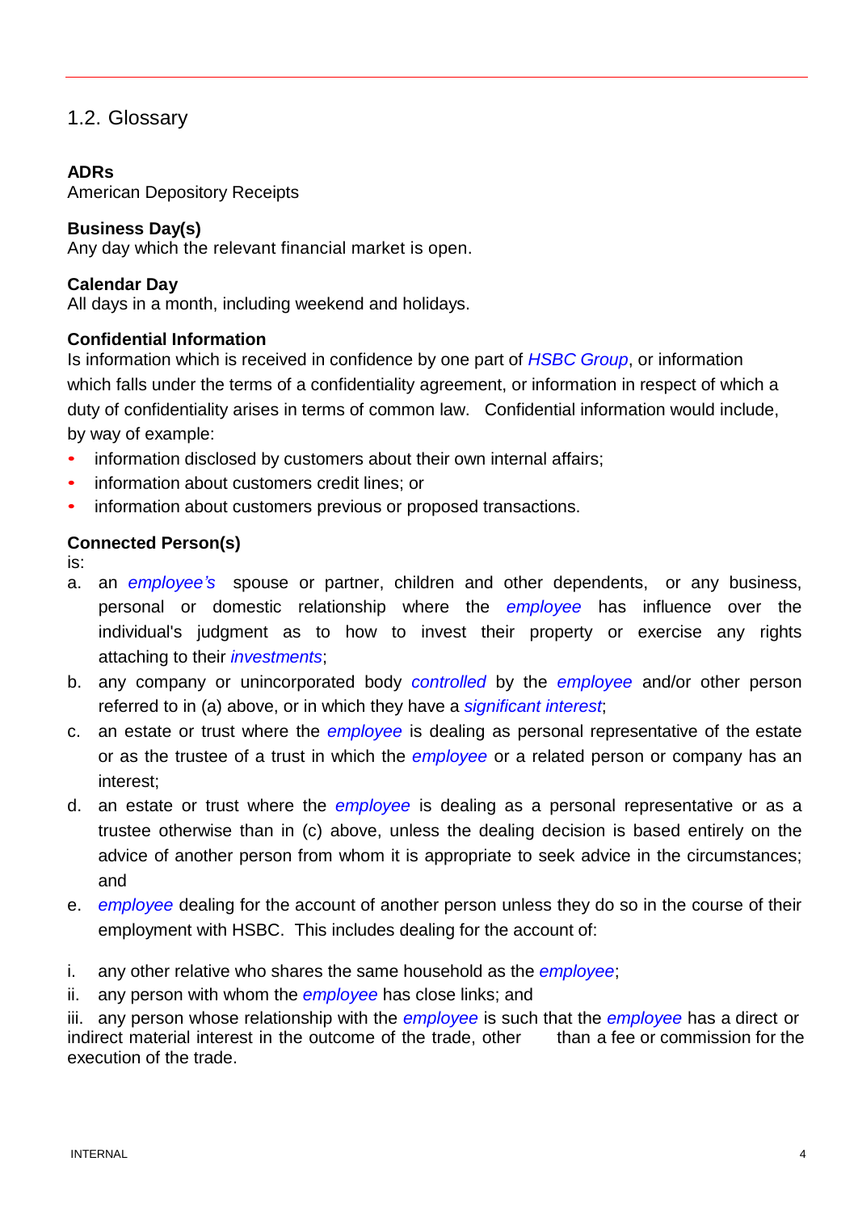## 1.2. Glossary

**ADRs**
American Depository Receipts

**Business Day(s)**
Any day which the relevant financial market is open.

**Calendar Day**
All days in a month, including weekend and holidays.

**Confidential Information**
Is information which is received in confidence by one part of *HSBC Group*, or information which falls under the terms of a confidentiality agreement, or information in respect of which a duty of confidentiality arises in terms of common law. Confidential information would include, by way of example:

- information disclosed by customers about their own internal affairs;
- information about customers credit lines; or
- information about customers previous or proposed transactions.

**Connected Person(s)**
is:

a. an *employee's* spouse or partner, children and other dependents, or any business, personal or domestic relationship where the *employee* has influence over the individual's judgment as to how to invest their property or exercise any rights attaching to their *investments*;
b. any company or unincorporated body *controlled* by the *employee* and/or other person referred to in (a) above, or in which they have a *significant interest*;
c. an estate or trust where the *employee* is dealing as personal representative of the estate or as the trustee of a trust in which the *employee* or a related person or company has an interest;
d. an estate or trust where the *employee* is dealing as a personal representative or as a trustee otherwise than in (c) above, unless the dealing decision is based entirely on the advice of another person from whom it is appropriate to seek advice in the circumstances; and
e. *employee* dealing for the account of another person unless they do so in the course of their employment with HSBC. This includes dealing for the account of:

i. any other relative who shares the same household as the *employee*;
ii. any person with whom the *employee* has close links; and
iii. any person whose relationship with the *employee* is such that the *employee* has a direct or indirect material interest in the outcome of the trade, other than a fee or commission for the execution of the trade.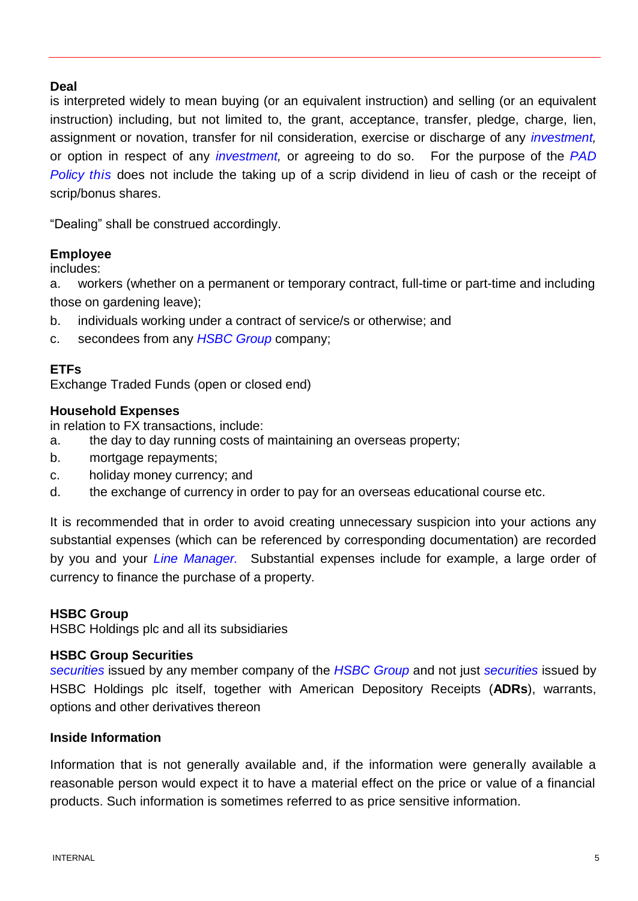**Deal**

is interpreted widely to mean buying (or an equivalent instruction) and selling (or an equivalent instruction) including, but not limited to, the grant, acceptance, transfer, pledge, charge, lien, assignment or novation, transfer for nil consideration, exercise or discharge of any *investment,* or option in respect of any *investment,* or agreeing to do so. For the purpose of the *PAD Policy this* does not include the taking up of a scrip dividend in lieu of cash or the receipt of scrip/bonus shares.

"Dealing" shall be construed accordingly.

**Employee**

includes:

a. workers (whether on a permanent or temporary contract, full-time or part-time and including those on gardening leave);

b. individuals working under a contract of service/s or otherwise; and

c. secondees from any *HSBC Group* company;

**ETFs**

Exchange Traded Funds (open or closed end)

**Household Expenses**

in relation to FX transactions, include:

a. the day to day running costs of maintaining an overseas property;

b. mortgage repayments;

c. holiday money currency; and

d. the exchange of currency in order to pay for an overseas educational course etc.

It is recommended that in order to avoid creating unnecessary suspicion into your actions any substantial expenses (which can be referenced by corresponding documentation) are recorded by you and your *Line Manager*. Substantial expenses include for example, a large order of currency to finance the purchase of a property.

**HSBC Group**

HSBC Holdings plc and all its subsidiaries

**HSBC Group Securities**

*securities* issued by any member company of the *HSBC Group* and not just *securities* issued by HSBC Holdings plc itself, together with American Depository Receipts (**ADRs**), warrants, options and other derivatives thereon

**Inside Information**

Information that is not generally available and, if the information were generally available a reasonable person would expect it to have a material effect on the price or value of a financial products. Such information is sometimes referred to as price sensitive information.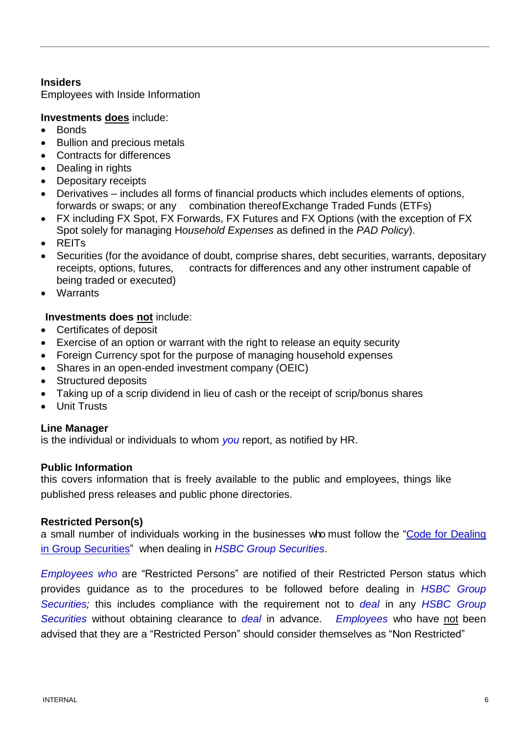**Insiders**
Employees with Inside Information

**Investments <u>does</u>** include:

- Bonds
- Bullion and precious metals
- Contracts for differences
- Dealing in rights
- Depositary receipts
- Derivatives – includes all forms of financial products which includes elements of options, forwards or swaps; or any combination thereofExchange Traded Funds (ETFs)
- FX including FX Spot, FX Forwards, FX Futures and FX Options (with the exception of FX Spot solely for managing H*ousehold Expenses* as defined in the *PAD Policy*).
- REITs
- Securities (for the avoidance of doubt, comprise shares, debt securities, warrants, depositary receipts, options, futures, contracts for differences and any other instrument capable of being traded or executed)
- Warrants

**Investments does <u>not</u>** include:

- Certificates of deposit
- Exercise of an option or warrant with the right to release an equity security
- Foreign Currency spot for the purpose of managing household expenses
- Shares in an open-ended investment company (OEIC)
- Structured deposits
- Taking up of a scrip dividend in lieu of cash or the receipt of scrip/bonus shares
- Unit Trusts

**Line Manager**
is the individual or individuals to whom *you* report, as notified by HR.

**Public Information**
this covers information that is freely available to the public and employees, things like published press releases and public phone directories.

**Restricted Person(s)**
a small number of individuals working in the businesses who must follow the "Code for Dealing in Group Securities" when dealing in *HSBC Group Securities*.

*Employees who* are "Restricted Persons" are notified of their Restricted Person status which provides guidance as to the procedures to be followed before dealing in *HSBC Group Securities;* this includes compliance with the requirement not to *deal* in any *HSBC Group Securities* without obtaining clearance to *deal* in advance. *Employees* who have <u>not</u> been advised that they are a "Restricted Person" should consider themselves as "Non Restricted"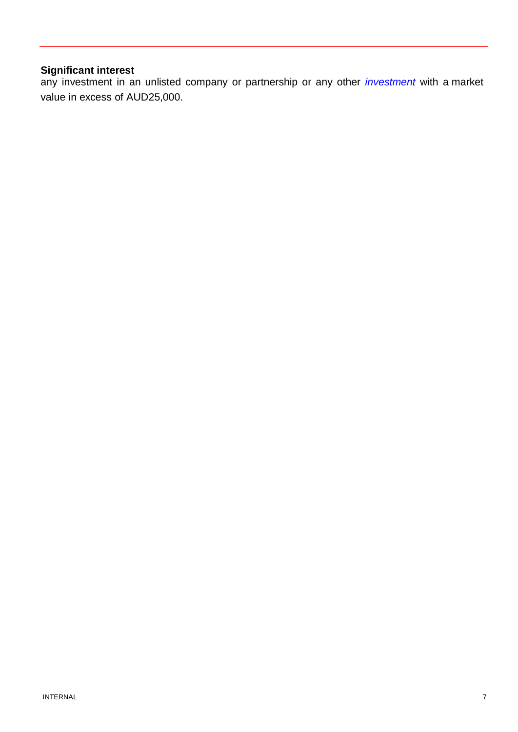**Significant interest**
any investment in an unlisted company or partnership or any other *investment* with a market value in excess of AUD25,000.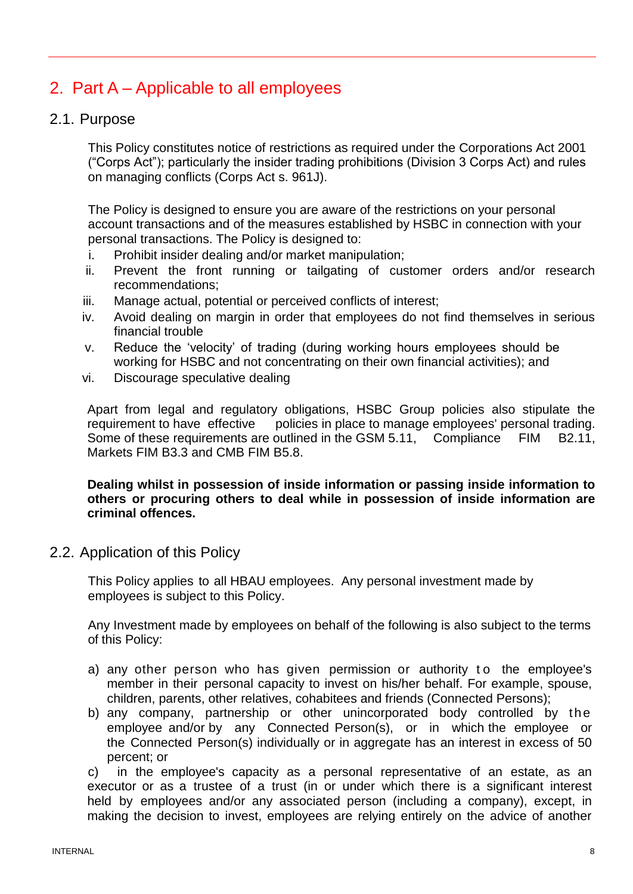## 2. Part A – Applicable to all employees

### 2.1. Purpose

This Policy constitutes notice of restrictions as required under the Corporations Act 2001 ("Corps Act"); particularly the insider trading prohibitions (Division 3 Corps Act) and rules on managing conflicts (Corps Act s. 961J).

The Policy is designed to ensure you are aware of the restrictions on your personal account transactions and of the measures established by HSBC in connection with your personal transactions. The Policy is designed to:

i. Prohibit insider dealing and/or market manipulation;
ii. Prevent the front running or tailgating of customer orders and/or research recommendations;
iii. Manage actual, potential or perceived conflicts of interest;
iv. Avoid dealing on margin in order that employees do not find themselves in serious financial trouble
v. Reduce the 'velocity' of trading (during working hours employees should be working for HSBC and not concentrating on their own financial activities); and
vi. Discourage speculative dealing

Apart from legal and regulatory obligations, HSBC Group policies also stipulate the requirement to have effective policies in place to manage employees' personal trading. Some of these requirements are outlined in the GSM 5.11, Compliance FIM B2.11, Markets FIM B3.3 and CMB FIM B5.8.

**Dealing whilst in possession of inside information or passing inside information to others or procuring others to deal while in possession of inside information are criminal offences.**

### 2.2. Application of this Policy

This Policy applies to all HBAU employees. Any personal investment made by employees is subject to this Policy.

Any Investment made by employees on behalf of the following is also subject to the terms of this Policy:

a) any other person who has given permission or authority to the employee's member in their personal capacity to invest on his/her behalf. For example, spouse, children, parents, other relatives, cohabitees and friends (Connected Persons);
b) any company, partnership or other unincorporated body controlled by the employee and/or by any Connected Person(s), or in which the employee or the Connected Person(s) individually or in aggregate has an interest in excess of 50 percent; or
c) in the employee's capacity as a personal representative of an estate, as an executor or as a trustee of a trust (in or under which there is a significant interest held by employees and/or any associated person (including a company), except, in making the decision to invest, employees are relying entirely on the advice of another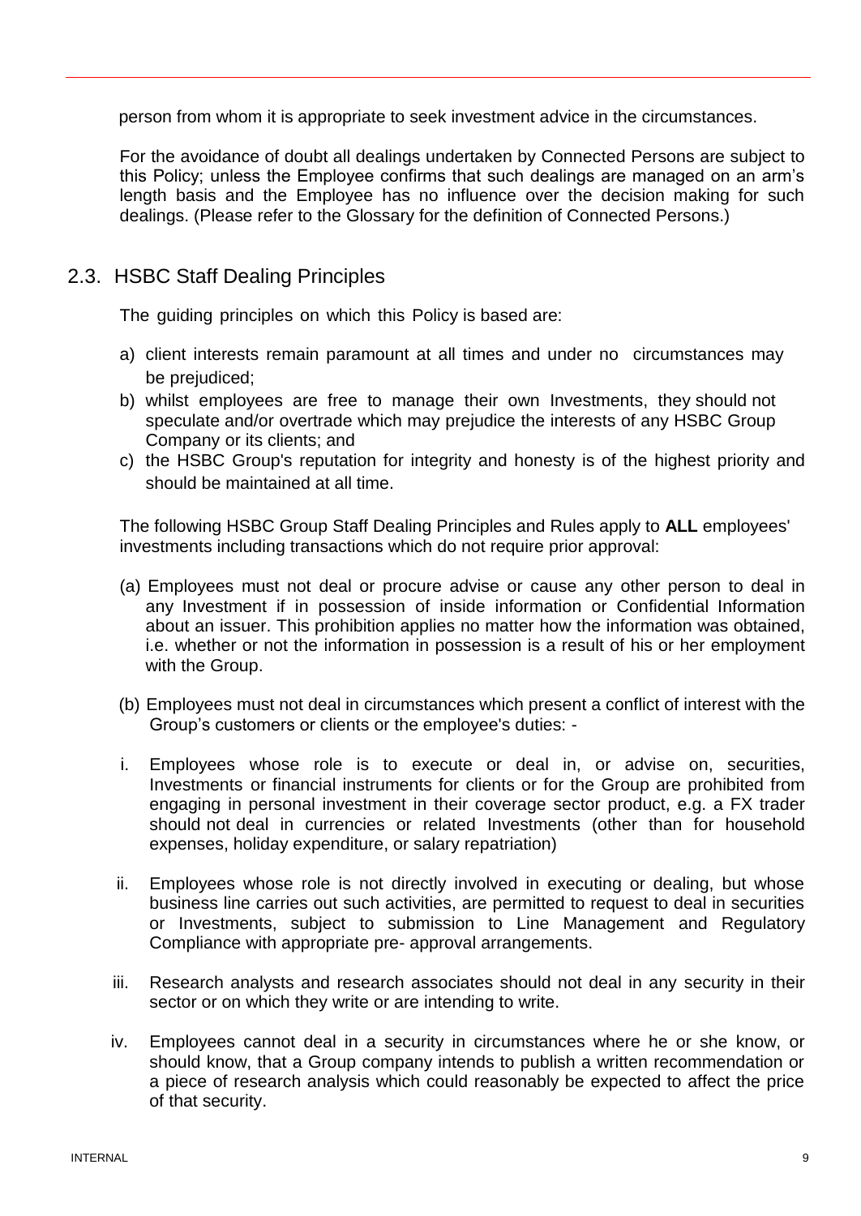person from whom it is appropriate to seek investment advice in the circumstances.

For the avoidance of doubt all dealings undertaken by Connected Persons are subject to this Policy; unless the Employee confirms that such dealings are managed on an arm's length basis and the Employee has no influence over the decision making for such dealings. (Please refer to the Glossary for the definition of Connected Persons.)

## 2.3. HSBC Staff Dealing Principles

The guiding principles on which this Policy is based are:

a) client interests remain paramount at all times and under no circumstances may be prejudiced;
b) whilst employees are free to manage their own Investments, they should not speculate and/or overtrade which may prejudice the interests of any HSBC Group Company or its clients; and
c) the HSBC Group's reputation for integrity and honesty is of the highest priority and should be maintained at all time.

The following HSBC Group Staff Dealing Principles and Rules apply to **ALL** employees' investments including transactions which do not require prior approval:

(a) Employees must not deal or procure advise or cause any other person to deal in any Investment if in possession of inside information or Confidential Information about an issuer. This prohibition applies no matter how the information was obtained, i.e. whether or not the information in possession is a result of his or her employment with the Group.

(b) Employees must not deal in circumstances which present a conflict of interest with the Group's customers or clients or the employee's duties: -

i. Employees whose role is to execute or deal in, or advise on, securities, Investments or financial instruments for clients or for the Group are prohibited from engaging in personal investment in their coverage sector product, e.g. a FX trader should not deal in currencies or related Investments (other than for household expenses, holiday expenditure, or salary repatriation)

ii. Employees whose role is not directly involved in executing or dealing, but whose business line carries out such activities, are permitted to request to deal in securities or Investments, subject to submission to Line Management and Regulatory Compliance with appropriate pre- approval arrangements.

iii. Research analysts and research associates should not deal in any security in their sector or on which they write or are intending to write.

iv. Employees cannot deal in a security in circumstances where he or she know, or should know, that a Group company intends to publish a written recommendation or a piece of research analysis which could reasonably be expected to affect the price of that security.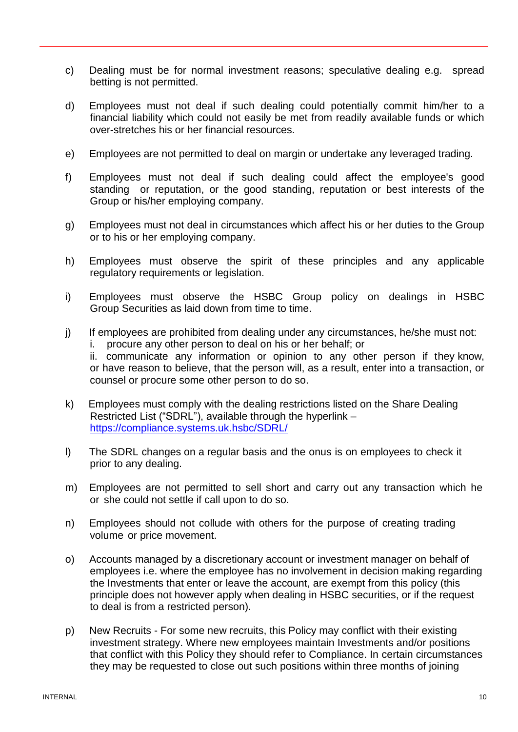c) Dealing must be for normal investment reasons; speculative dealing e.g. spread betting is not permitted.

d) Employees must not deal if such dealing could potentially commit him/her to a financial liability which could not easily be met from readily available funds or which over-stretches his or her financial resources.

e) Employees are not permitted to deal on margin or undertake any leveraged trading.

f) Employees must not deal if such dealing could affect the employee's good standing or reputation, or the good standing, reputation or best interests of the Group or his/her employing company.

g) Employees must not deal in circumstances which affect his or her duties to the Group or to his or her employing company.

h) Employees must observe the spirit of these principles and any applicable regulatory requirements or legislation.

i) Employees must observe the HSBC Group policy on dealings in HSBC Group Securities as laid down from time to time.

j) If employees are prohibited from dealing under any circumstances, he/she must not:
   i. procure any other person to deal on his or her behalf; or
   ii. communicate any information or opinion to any other person if they know, or have reason to believe, that the person will, as a result, enter into a transaction, or counsel or procure some other person to do so.

k) Employees must comply with the dealing restrictions listed on the Share Dealing Restricted List ("SDRL"), available through the hyperlink – [https://compliance.systems.uk.hsbc/SDRL/](https://compliance.systems.uk.hsbc/SDRL/)

l) The SDRL changes on a regular basis and the onus is on employees to check it prior to any dealing.

m) Employees are not permitted to sell short and carry out any transaction which he or she could not settle if call upon to do so.

n) Employees should not collude with others for the purpose of creating trading volume or price movement.

o) Accounts managed by a discretionary account or investment manager on behalf of employees i.e. where the employee has no involvement in decision making regarding the Investments that enter or leave the account, are exempt from this policy (this principle does not however apply when dealing in HSBC securities, or if the request to deal is from a restricted person).

p) New Recruits - For some new recruits, this Policy may conflict with their existing investment strategy. Where new employees maintain Investments and/or positions that conflict with this Policy they should refer to Compliance. In certain circumstances they may be requested to close out such positions within three months of joining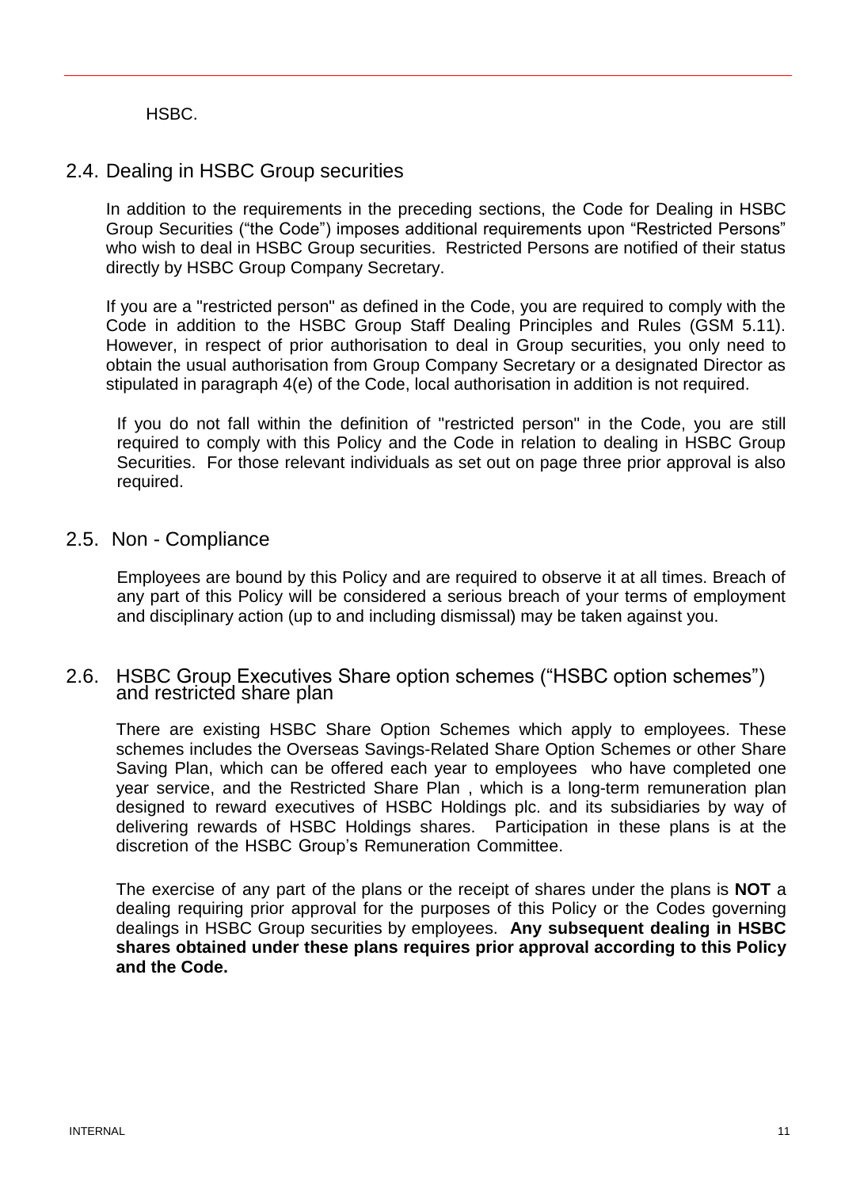HSBC.

## 2.4. Dealing in HSBC Group securities

In addition to the requirements in the preceding sections, the Code for Dealing in HSBC Group Securities ("the Code") imposes additional requirements upon "Restricted Persons" who wish to deal in HSBC Group securities. Restricted Persons are notified of their status directly by HSBC Group Company Secretary.

If you are a "restricted person" as defined in the Code, you are required to comply with the Code in addition to the HSBC Group Staff Dealing Principles and Rules (GSM 5.11). However, in respect of prior authorisation to deal in Group securities, you only need to obtain the usual authorisation from Group Company Secretary or a designated Director as stipulated in paragraph 4(e) of the Code, local authorisation in addition is not required.

If you do not fall within the definition of "restricted person" in the Code, you are still required to comply with this Policy and the Code in relation to dealing in HSBC Group Securities. For those relevant individuals as set out on page three prior approval is also required.

## 2.5. Non - Compliance

Employees are bound by this Policy and are required to observe it at all times. Breach of any part of this Policy will be considered a serious breach of your terms of employment and disciplinary action (up to and including dismissal) may be taken against you.

## 2.6. HSBC Group Executives Share option schemes ("HSBC option schemes") and restricted share plan

There are existing HSBC Share Option Schemes which apply to employees. These schemes includes the Overseas Savings-Related Share Option Schemes or other Share Saving Plan, which can be offered each year to employees who have completed one year service, and the Restricted Share Plan , which is a long-term remuneration plan designed to reward executives of HSBC Holdings plc. and its subsidiaries by way of delivering rewards of HSBC Holdings shares. Participation in these plans is at the discretion of the HSBC Group's Remuneration Committee.

The exercise of any part of the plans or the receipt of shares under the plans is **NOT** a dealing requiring prior approval for the purposes of this Policy or the Codes governing dealings in HSBC Group securities by employees. **Any subsequent dealing in HSBC shares obtained under these plans requires prior approval according to this Policy and the Code.**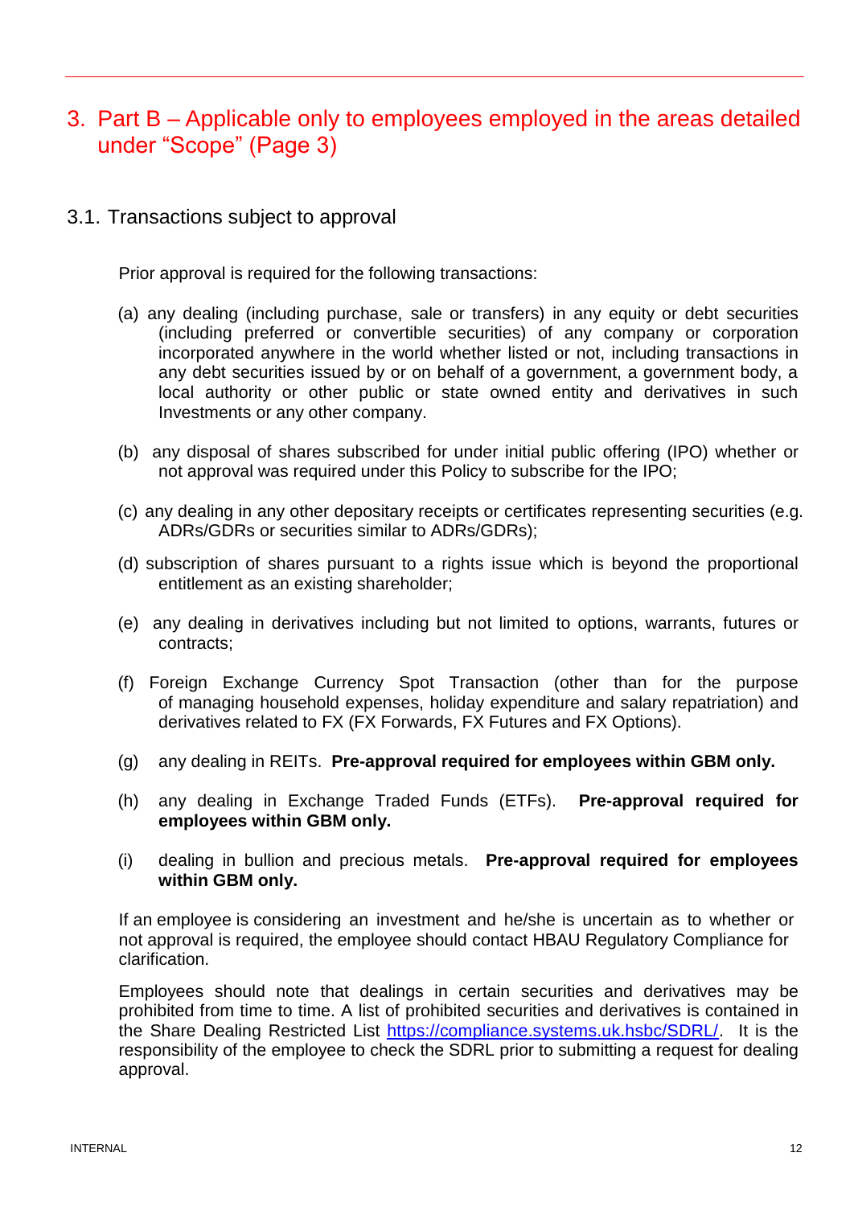# 3. Part B – Applicable only to employees employed in the areas detailed under "Scope" (Page 3)

## 3.1. Transactions subject to approval

Prior approval is required for the following transactions:

(a) any dealing (including purchase, sale or transfers) in any equity or debt securities (including preferred or convertible securities) of any company or corporation incorporated anywhere in the world whether listed or not, including transactions in any debt securities issued by or on behalf of a government, a government body, a local authority or other public or state owned entity and derivatives in such Investments or any other company.

(b) any disposal of shares subscribed for under initial public offering (IPO) whether or not approval was required under this Policy to subscribe for the IPO;

(c) any dealing in any other depositary receipts or certificates representing securities (e.g. ADRs/GDRs or securities similar to ADRs/GDRs);

(d) subscription of shares pursuant to a rights issue which is beyond the proportional entitlement as an existing shareholder;

(e) any dealing in derivatives including but not limited to options, warrants, futures or contracts;

(f) Foreign Exchange Currency Spot Transaction (other than for the purpose of managing household expenses, holiday expenditure and salary repatriation) and derivatives related to FX (FX Forwards, FX Futures and FX Options).

(g) any dealing in REITs. **Pre-approval required for employees within GBM only.**

(h) any dealing in Exchange Traded Funds (ETFs). **Pre-approval required for employees within GBM only.**

(i) dealing in bullion and precious metals. **Pre-approval required for employees within GBM only.**

If an employee is considering an investment and he/she is uncertain as to whether or not approval is required, the employee should contact HBAU Regulatory Compliance for clarification.

Employees should note that dealings in certain securities and derivatives may be prohibited from time to time. A list of prohibited securities and derivatives is contained in the Share Dealing Restricted List [https://compliance.systems.uk.hsbc/SDRL/](https://compliance.systems.uk.hsbc/SDRL/). It is the responsibility of the employee to check the SDRL prior to submitting a request for dealing approval.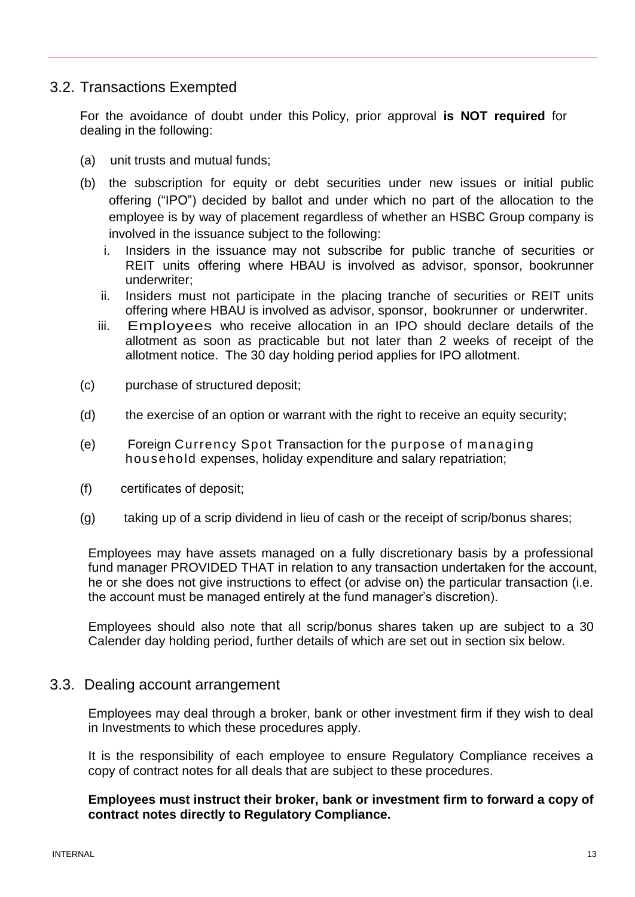## 3.2. Transactions Exempted

For the avoidance of doubt under this Policy, prior approval **is NOT required** for dealing in the following:

(a) unit trusts and mutual funds;

(b) the subscription for equity or debt securities under new issues or initial public offering ("IPO") decided by ballot and under which no part of the allocation to the employee is by way of placement regardless of whether an HSBC Group company is involved in the issuance subject to the following:

  i. Insiders in the issuance may not subscribe for public tranche of securities or REIT units offering where HBAU is involved as advisor, sponsor, bookrunner underwriter;

  ii. Insiders must not participate in the placing tranche of securities or REIT units offering where HBAU is involved as advisor, sponsor, bookrunner or underwriter.

  iii. Employees who receive allocation in an IPO should declare details of the allotment as soon as practicable but not later than 2 weeks of receipt of the allotment notice. The 30 day holding period applies for IPO allotment.

(c) purchase of structured deposit;

(d) the exercise of an option or warrant with the right to receive an equity security;

(e) Foreign Currency Spot Transaction for the purpose of managing household expenses, holiday expenditure and salary repatriation;

(f) certificates of deposit;

(g) taking up of a scrip dividend in lieu of cash or the receipt of scrip/bonus shares;

Employees may have assets managed on a fully discretionary basis by a professional fund manager PROVIDED THAT in relation to any transaction undertaken for the account, he or she does not give instructions to effect (or advise on) the particular transaction (i.e. the account must be managed entirely at the fund manager's discretion).

Employees should also note that all scrip/bonus shares taken up are subject to a 30 Calender day holding period, further details of which are set out in section six below.

## 3.3. Dealing account arrangement

Employees may deal through a broker, bank or other investment firm if they wish to deal in Investments to which these procedures apply.

It is the responsibility of each employee to ensure Regulatory Compliance receives a copy of contract notes for all deals that are subject to these procedures.

**Employees must instruct their broker, bank or investment firm to forward a copy of contract notes directly to Regulatory Compliance.**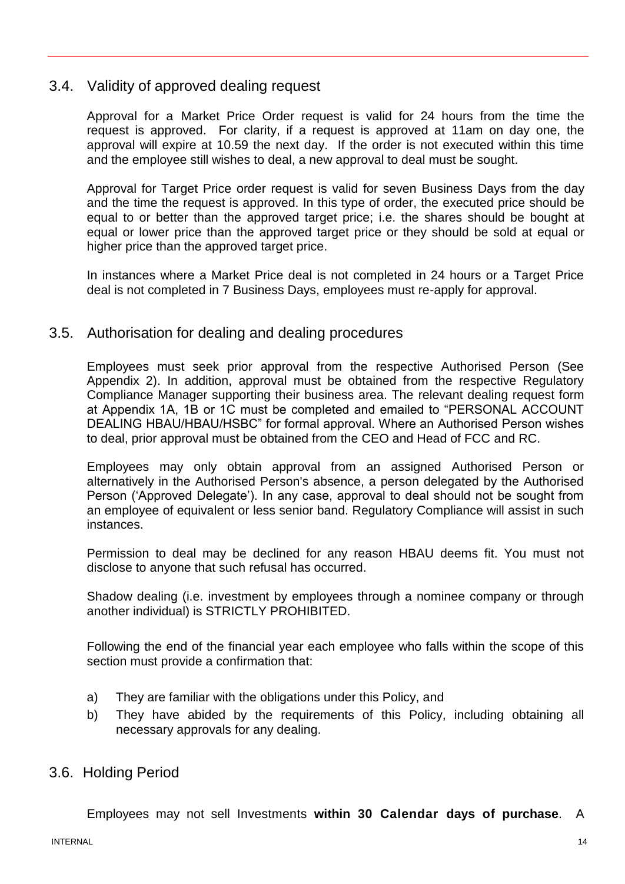## 3.4. Validity of approved dealing request

Approval for a Market Price Order request is valid for 24 hours from the time the request is approved. For clarity, if a request is approved at 11am on day one, the approval will expire at 10.59 the next day. If the order is not executed within this time and the employee still wishes to deal, a new approval to deal must be sought.

Approval for Target Price order request is valid for seven Business Days from the day and the time the request is approved. In this type of order, the executed price should be equal to or better than the approved target price; i.e. the shares should be bought at equal or lower price than the approved target price or they should be sold at equal or higher price than the approved target price.

In instances where a Market Price deal is not completed in 24 hours or a Target Price deal is not completed in 7 Business Days, employees must re-apply for approval.

## 3.5. Authorisation for dealing and dealing procedures

Employees must seek prior approval from the respective Authorised Person (See Appendix 2). In addition, approval must be obtained from the respective Regulatory Compliance Manager supporting their business area. The relevant dealing request form at Appendix 1A, 1B or 1C must be completed and emailed to "PERSONAL ACCOUNT DEALING HBAU/HBAU/HSBC" for formal approval. Where an Authorised Person wishes to deal, prior approval must be obtained from the CEO and Head of FCC and RC.

Employees may only obtain approval from an assigned Authorised Person or alternatively in the Authorised Person's absence, a person delegated by the Authorised Person ('Approved Delegate'). In any case, approval to deal should not be sought from an employee of equivalent or less senior band. Regulatory Compliance will assist in such instances.

Permission to deal may be declined for any reason HBAU deems fit. You must not disclose to anyone that such refusal has occurred.

Shadow dealing (i.e. investment by employees through a nominee company or through another individual) is STRICTLY PROHIBITED.

Following the end of the financial year each employee who falls within the scope of this section must provide a confirmation that:

a) They are familiar with the obligations under this Policy, and
b) They have abided by the requirements of this Policy, including obtaining all necessary approvals for any dealing.

## 3.6. Holding Period

Employees may not sell Investments **within 30 Calendar days of purchase**. A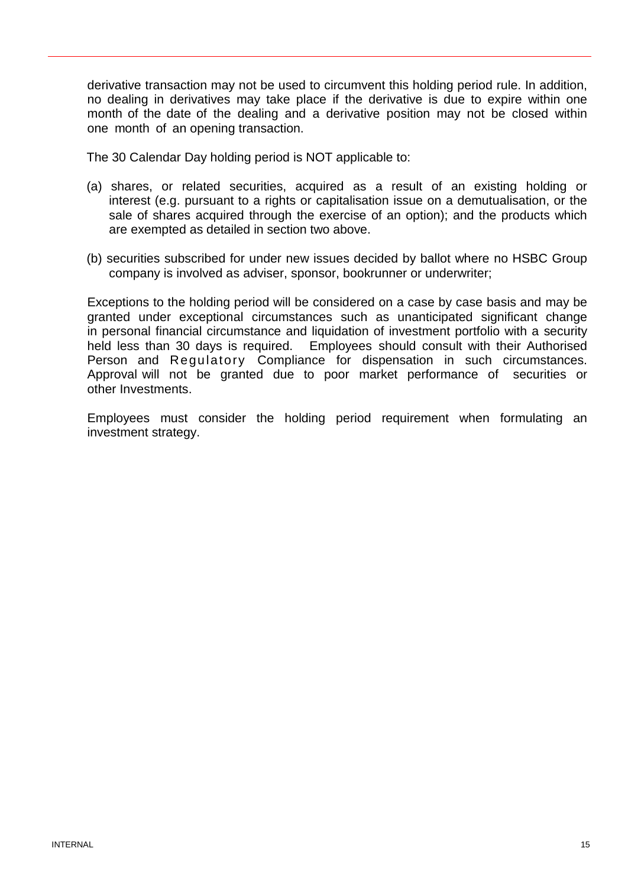derivative transaction may not be used to circumvent this holding period rule. In addition, no dealing in derivatives may take place if the derivative is due to expire within one month of the date of the dealing and a derivative position may not be closed within one month of an opening transaction.

The 30 Calendar Day holding period is NOT applicable to:

(a) shares, or related securities, acquired as a result of an existing holding or interest (e.g. pursuant to a rights or capitalisation issue on a demutualisation, or the sale of shares acquired through the exercise of an option); and the products which are exempted as detailed in section two above.

(b) securities subscribed for under new issues decided by ballot where no HSBC Group company is involved as adviser, sponsor, bookrunner or underwriter;

Exceptions to the holding period will be considered on a case by case basis and may be granted under exceptional circumstances such as unanticipated significant change in personal financial circumstance and liquidation of investment portfolio with a security held less than 30 days is required. Employees should consult with their Authorised Person and Regulatory Compliance for dispensation in such circumstances. Approval will not be granted due to poor market performance of securities or other Investments.

Employees must consider the holding period requirement when formulating an investment strategy.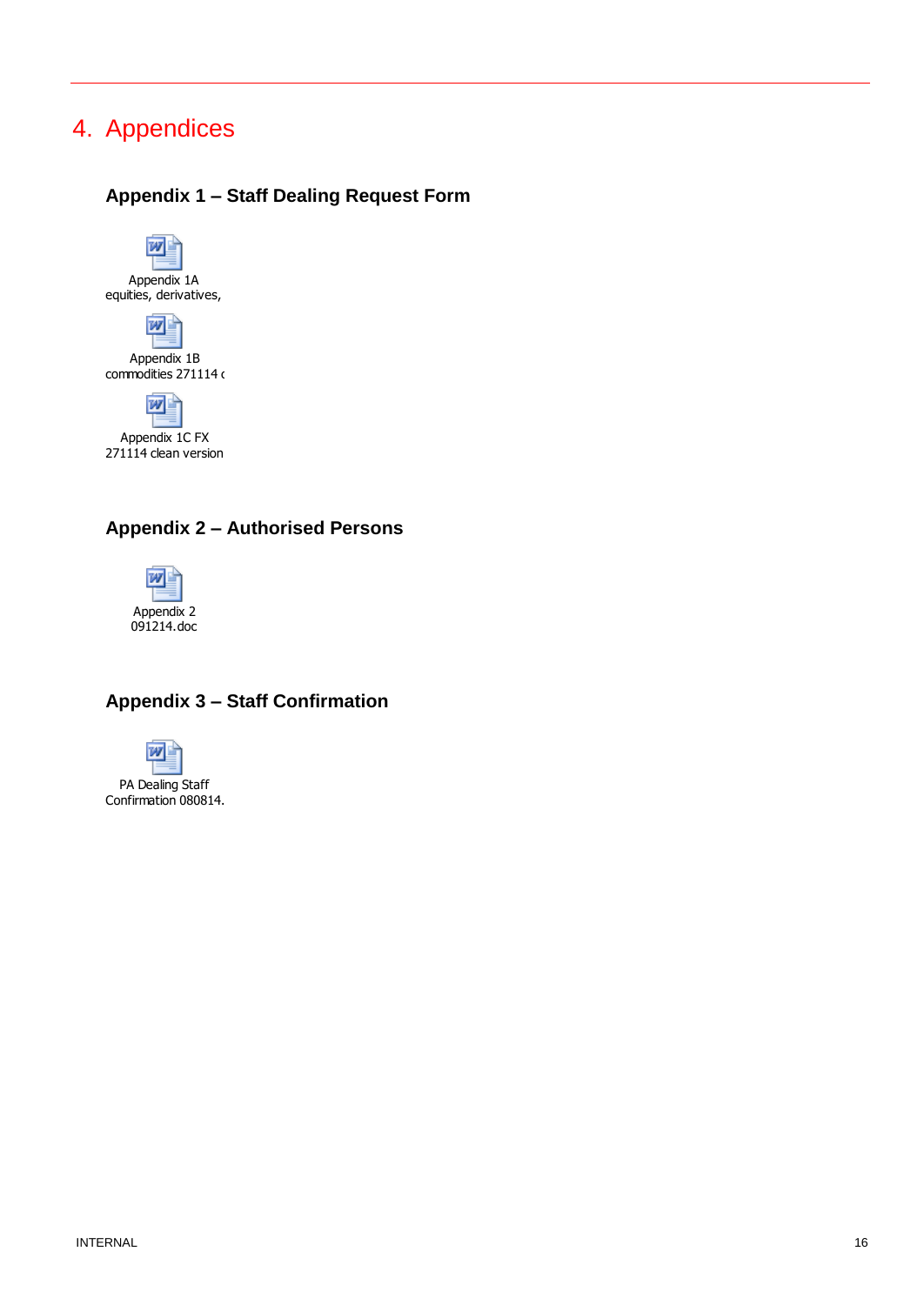# 4. Appendices

## Appendix 1 – Staff Dealing Request Form

Appendix 1A equities, derivatives,

Appendix 1B commodities 271114 c

Appendix 1C FX 271114 clean version

## Appendix 2 – Authorised Persons

Appendix 2 091214.doc

## Appendix 3 – Staff Confirmation

PA Dealing Staff Confirmation 080814.

INTERNAL